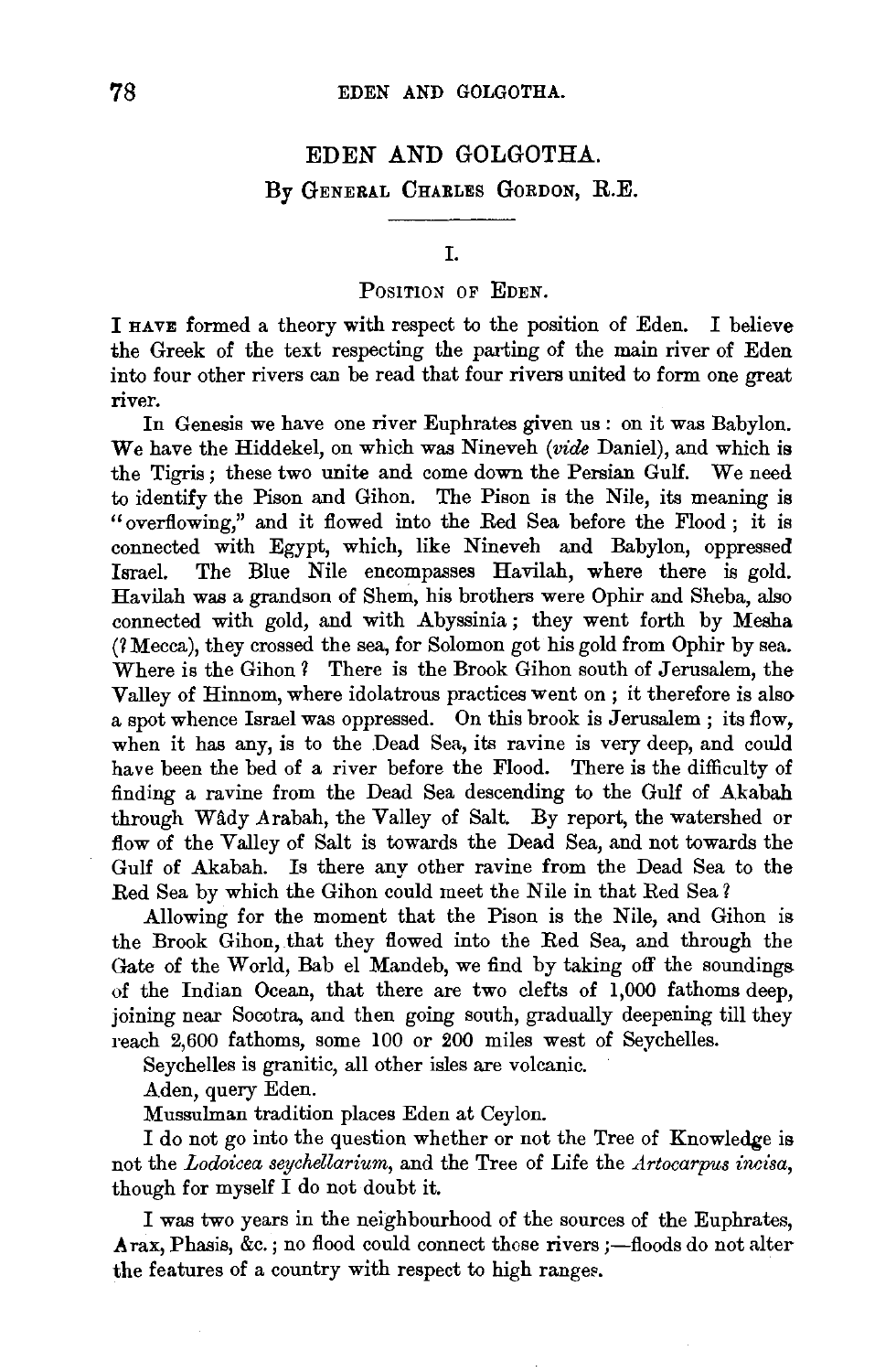# EDEN AND GOLGOTHA.

## By General Charles Gordon, R.E.

### I.

### Position of Eden.

I have formed a theory with respect to the position of Eden. I believe the Greek of the text respecting the parting of the main river of Eden into four other rivers can be read that four rivers united to form one great river.

In Genesis we have one river Euphrates given us: on it was Babylon. We have the Hiddekel, on which was Nineveh (*vide* Daniel), and which is the Tigris; these two unite and come down the Persian Gulf. We need to identify the Pison and Gihon. The Pison is the Nile, its meaning is "overflowing," and it flowed into the Red Sea before the Flood; it is connected with Egypt, which, like Nineveh and Babylon, oppressed Israel. The Blue Nile encompasses Havilah, where there is gold. Havilah was a grandson of Shem, his brothers were Ophir and Sheba, also connected with gold, and with Abyssinia; they went forth by Mesha (? Mecca), they crossed the sea, for Solomon got his gold from Ophir by sea. Where is the Gihon? There is the Brook Gihon south of Jerusalem, the Valley of Hinnom, where idolatrous practices went on; it therefore is also a spot whence Israel was oppressed. On this brook is Jerusalem; its flow, when it has any, is to the Dead Sea, its ravine is very deep, and could have been the bed of a river before the Flood. There is the difficulty of finding a ravine from the Dead Sea descending to the Gulf of Akabah through Wâdy Arabah, the Valley of Salt. By report, the watershed or flow of the Valley of Salt is towards the Dead Sea, and not towards the Gulf of Akabah. Is there any other ravine from the Dead Sea to the Red Sea by which the Gihon could meet the Nile in that Red Sea?

Allowing for the moment that the Pison is the Nile, and Gihon is the Brook Gihon, that they flowed into the Red Sea, and through the Gate of the World, Bab el Mandeb, we find by taking off the soundings of the Indian Ocean, that there are two clefts of 1,000 fathoms deep, joining near Socotra, and then going south, gradually deepening till they reach 2,600 fathoms, some 100 or 200 miles west of Seychelles.

Seychelles is granitic, all other isles are volcanic.

Aden, query Eden.

Mussulman tradition places Eden at Ceylon.

I do not go into the question whether or not the Tree of Knowledge is not the *Lodoicea seychellarium*, and the Tree of Life the *Artocarpus incisa*, though for myself I do not doubt it.

I was two years in the neighbourhood of the sources of the Euphrates, Arax, Phasis, &c.; no flood could connect those rivers;—floods do not alter the features of a country with respect to high ranges.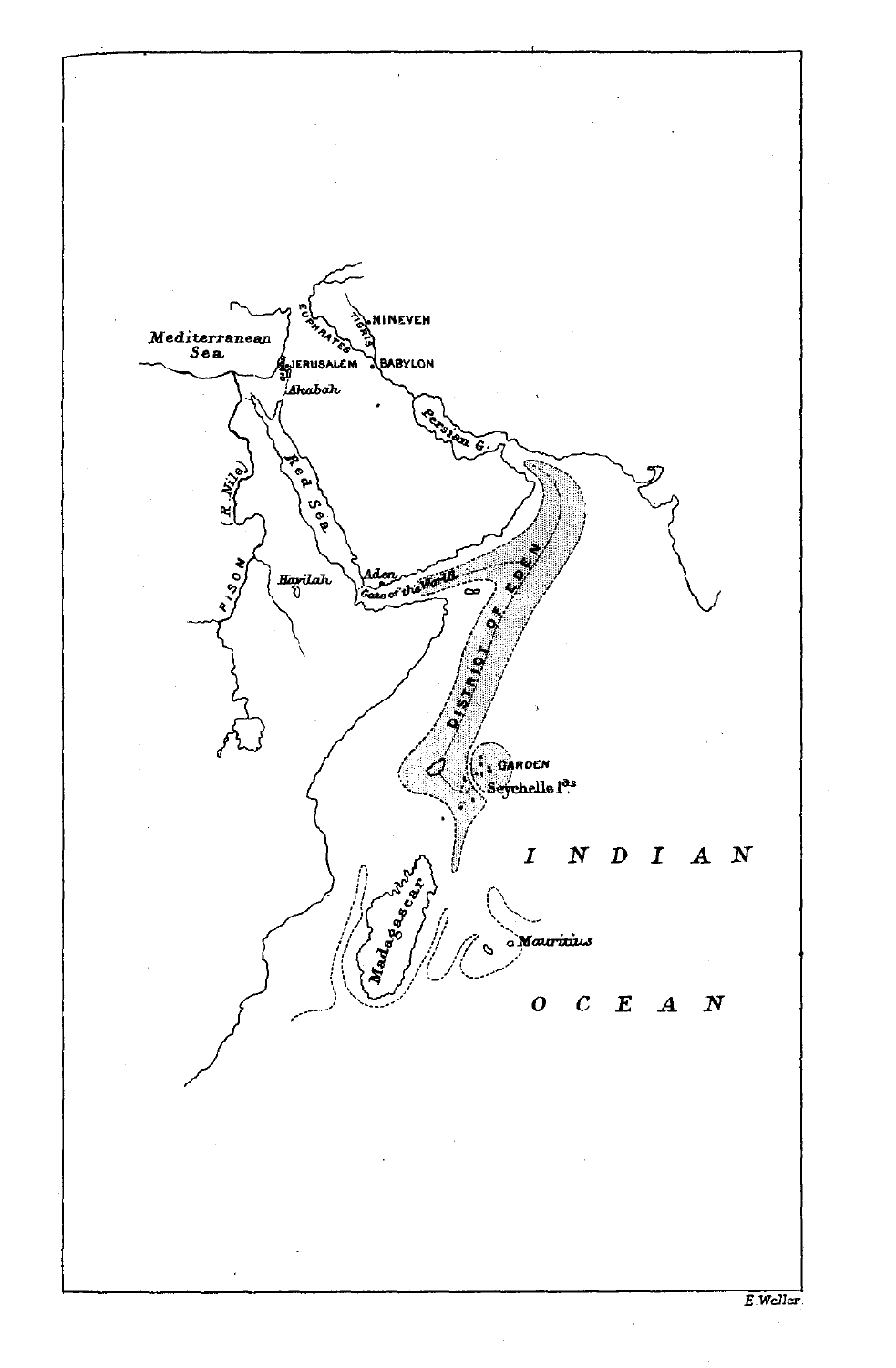Mediterranean Sea

NINEVEH

EUPHRATES

TIGRIS

JERUSALEM

BABYLON

Akabah

Persian G.

Red Sea

(R. Nile)

PISON

Havilah

Aden

Gate of the World

DISTRICT OF EDEN

GARDEN

Seychelle I[ds]

INDIAN

OCEAN

Madagascar

Mauritius

E. Weller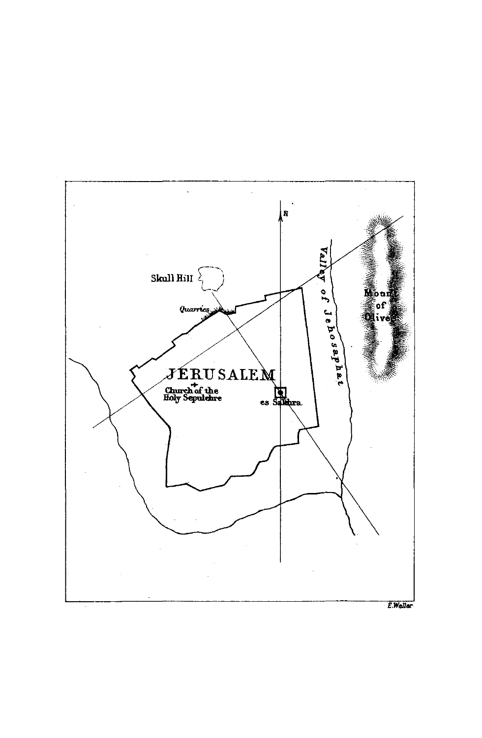N

Skull Hill

Valley of Jehosaphat

Mount of Olives

*Quarries*

JERUSALEM

Church of the Holy Sepulchre

es Sakhra

*E.Weller*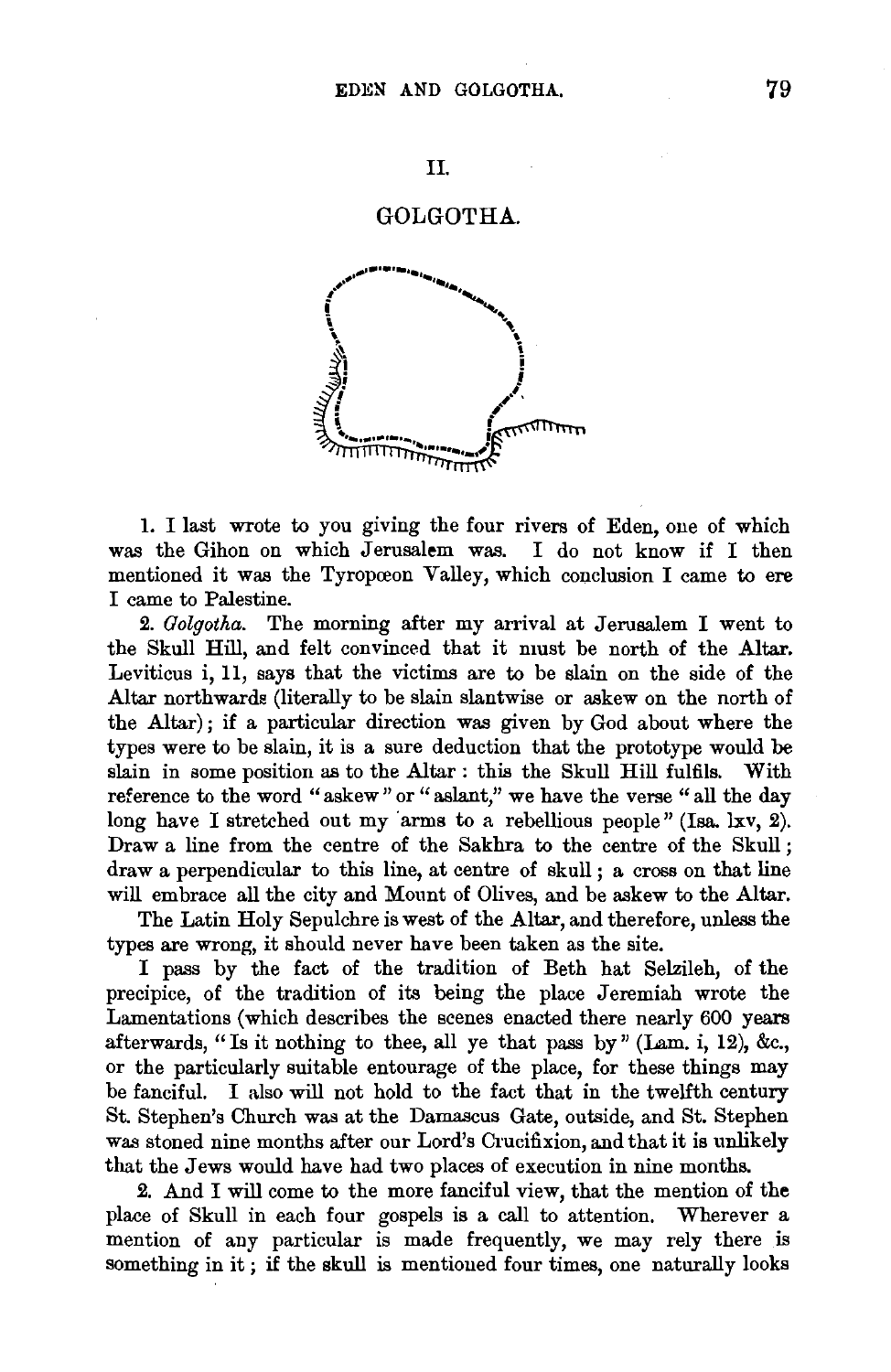## II.

## GOLGOTHA.

1. I last wrote to you giving the four rivers of Eden, one of which was the Gihon on which Jerusalem was. I do not know if I then mentioned it was the Tyropœon Valley, which conclusion I came to ere I came to Palestine.

2. *Golgotha.* The morning after my arrival at Jerusalem I went to the Skull Hill, and felt convinced that it must be north of the Altar. Leviticus i, 11, says that the victims are to be slain on the side of the Altar northwards (literally to be slain slantwise or askew on the north of the Altar); if a particular direction was given by God about where the types were to be slain, it is a sure deduction that the prototype would be slain in some position as to the Altar: this the Skull Hill fulfils. With reference to the word "askew" or "aslant," we have the verse "all the day long have I stretched out my arms to a rebellious people" (Isa. lxv, 2). Draw a line from the centre of the Sakhra to the centre of the Skull; draw a perpendicular to this line, at centre of skull; a cross on that line will embrace all the city and Mount of Olives, and be askew to the Altar.

The Latin Holy Sepulchre is west of the Altar, and therefore, unless the types are wrong, it should never have been taken as the site.

I pass by the fact of the tradition of Beth hat Selzileh, of the precipice, of the tradition of its being the place Jeremiah wrote the Lamentations (which describes the scenes enacted there nearly 600 years afterwards, "Is it nothing to thee, all ye that pass by" (Lam. i, 12), &c., or the particularly suitable entourage of the place, for these things may be fanciful. I also will not hold to the fact that in the twelfth century St. Stephen's Church was at the Damascus Gate, outside, and St. Stephen was stoned nine months after our Lord's Crucifixion, and that it is unlikely that the Jews would have had two places of execution in nine months.

2. And I will come to the more fanciful view, that the mention of the place of Skull in each four gospels is a call to attention. Wherever a mention of any particular is made frequently, we may rely there is something in it; if the skull is mentioned four times, one naturally looks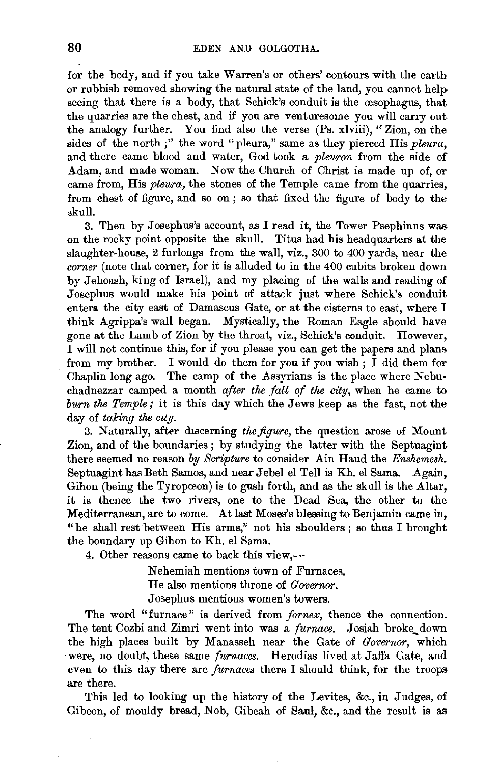for the body, and if you take Warren's or others' contours with the earth or rubbish removed showing the natural state of the land, you cannot help seeing that there is a body, that Schick's conduit is the œsophagus, that the quarries are the chest, and if you are venturesome you will carry out the analogy further. You find also the verse (Ps. xlviii), "Zion, on the sides of the north;" the word "pleura," same as they pierced His *pleura*, and there came blood and water, God took a *pleuron* from the side of Adam, and made woman. Now the Church of Christ is made up of, or came from, His *pleura*, the stones of the Temple came from the quarries, from chest of figure, and so on; so that fixed the figure of body to the skull.

3. Then by Josephus's account, as I read it, the Tower Psephinus was on the rocky point opposite the skull. Titus had his headquarters at the slaughter-house, 2 furlongs from the wall, viz., 300 to 400 yards, near the *corner* (note that corner, for it is alluded to in the 400 cubits broken down by Jehoash, king of Israel), and my placing of the walls and reading of Josephus would make his point of attack just where Schick's conduit enters the city east of Damascus Gate, or at the cisterns to east, where I think Agrippa's wall began. Mystically, the Roman Eagle should have gone at the Lamb of Zion by the throat, viz., Schick's conduit. However, I will not continue this, for if you please you can get the papers and plans from my brother. I would do them for you if you wish; I did them for Chaplin long ago. The camp of the Assyrians is the place where Nebuchadnezzar camped a month *after the fall of the city*, when he came to *burn the Temple;* it is this day which the Jews keep as the fast, not the day of *taking the city*.

3. Naturally, after discerning *the figure*, the question arose of Mount Zion, and of the boundaries; by studying the latter with the Septuagint there seemed no reason *by Scripture* to consider Ain Haud the *Enshemesh*. Septuagint has Beth Samos, and near Jebel el Tell is Kh. el Sama. Again, Gihon (being the Tyropœon) is to gush forth, and as the skull is the Altar, it is thence the two rivers, one to the Dead Sea, the other to the Mediterranean, are to come. At last Moses's blessing to Benjamin came in, "he shall rest between His arms," not his shoulders; so thus I brought the boundary up Gihon to Kh. el Sama.

4. Other reasons came to back this view,—

Nehemiah mentions town of Furnaces.
He also mentions throne of *Governor*.
Josephus mentions women's towers.

The word "furnace" is derived from *fornex*, thence the connection. The tent Cozbi and Zimri went into was a *furnace*. Josiah broke down the high places built by Manasseh near the Gate of *Governor*, which were, no doubt, these same *furnaces*. Herodias lived at Jaffa Gate, and even to this day there are *furnaces* there I should think, for the troops are there.

This led to looking up the history of the Levites, &c., in Judges, of Gibeon, of mouldy bread, Nob, Gibeah of Saul, &c., and the result is as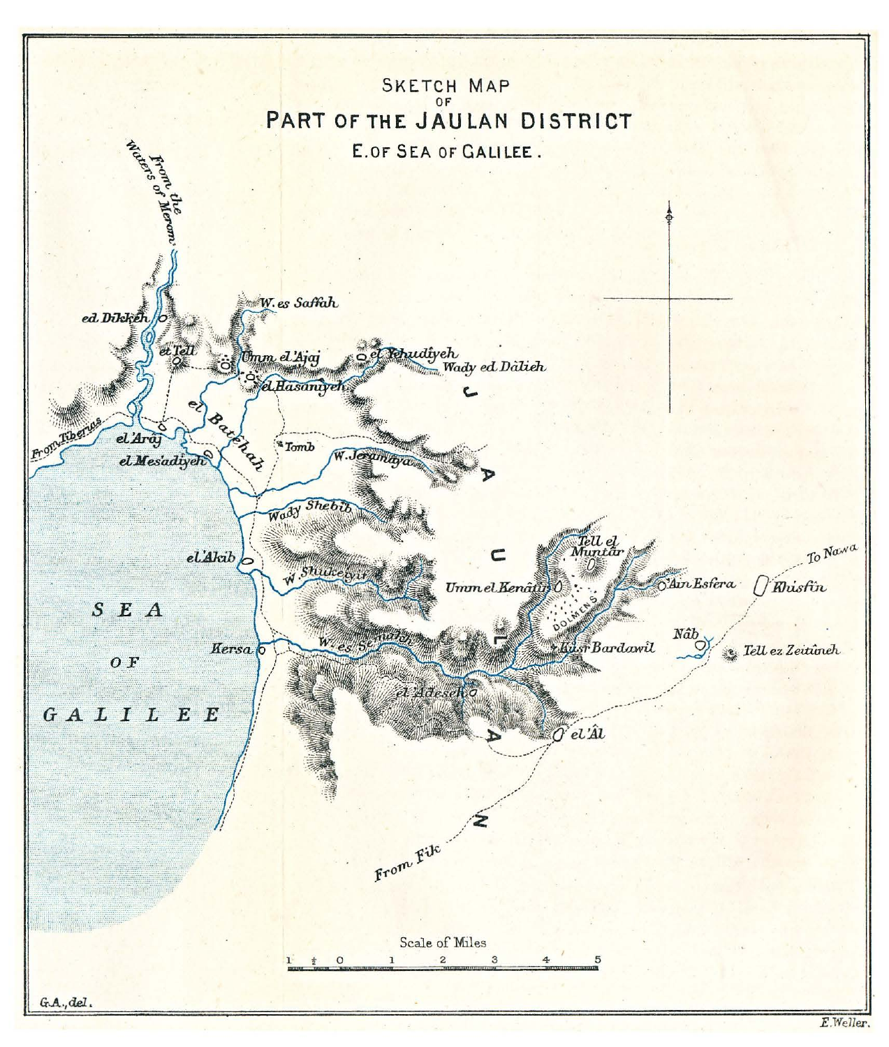# SKETCH MAP OF PART OF THE JAULAN DISTRICT E. OF SEA OF GALILEE.

Scale of Miles

G.A., del.

E. Weller.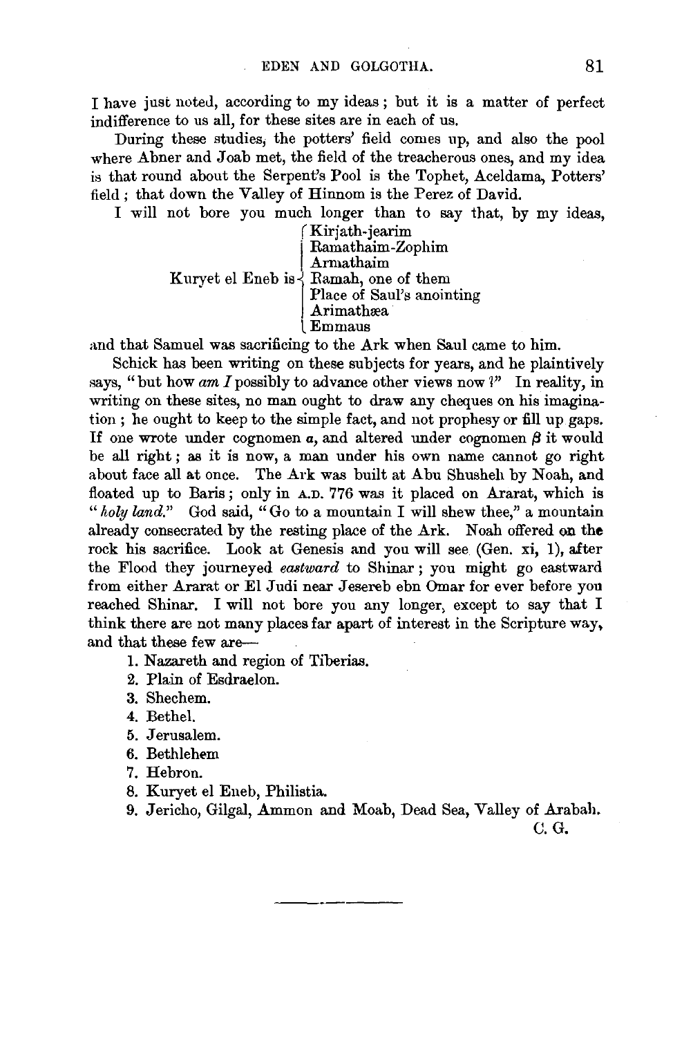I have just noted, according to my ideas; but it is a matter of perfect indifference to us all, for these sites are in each of us.

During these studies, the potters' field comes up, and also the pool where Abner and Joab met, the field of the treacherous ones, and my idea is that round about the Serpent's Pool is the Tophet, Aceldama, Potters' field; that down the Valley of Hinnom is the Perez of David.

I will not bore you much longer than to say that, by my ideas, Kuryet el Eneb is—

- Kirjath-jearim
- Ramathaim-Zophim
- Armathaim
- Ramah, one of them
- Place of Saul's anointing
- Arimathæa
- Emmaus

and that Samuel was sacrificing to the Ark when Saul came to him.

Schick has been writing on these subjects for years, and he plaintively says, "but how *am I* possibly to advance other views now?" In reality, in writing on these sites, no man ought to draw any cheques on his imagination; he ought to keep to the simple fact, and not prophesy or fill up gaps. If one wrote under cognomen $\alpha$, and altered under cognomen $\beta$ it would be all right; as it is now, a man under his own name cannot go right about face all at once. The Ark was built at Abu Shusheh by Noah, and floated up to Baris; only in A.D. 776 was it placed on Ararat, which is "*holy land*." God said, "Go to a mountain I will shew thee," a mountain already consecrated by the resting place of the Ark. Noah offered on the rock his sacrifice. Look at Genesis and you will see (Gen. xi, 1), after the Flood they journeyed *eastward* to Shinar; you might go eastward from either Ararat or El Judi near Jesereb ebn Omar for ever before you reached Shinar. I will not bore you any longer, except to say that I think there are not many places far apart of interest in the Scripture way, and that these few are—

1. Nazareth and region of Tiberias.
2. Plain of Esdraelon.
3. Shechem.
4. Bethel.
5. Jerusalem.
6. Bethlehem
7. Hebron.
8. Kuryet el Eneb, Philistia.
9. Jericho, Gilgal, Ammon and Moab, Dead Sea, Valley of Arabah.

C. G.